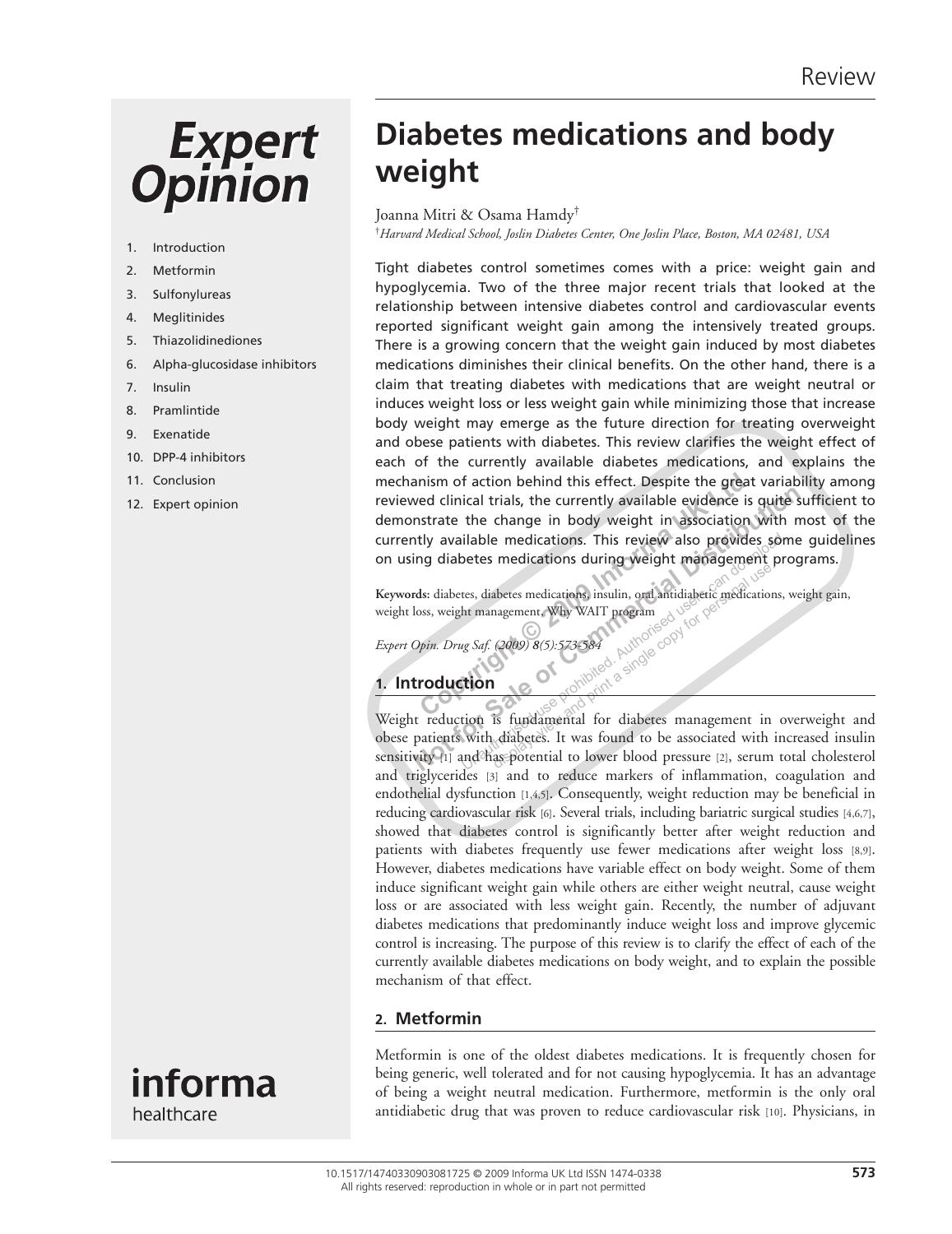Review

# Diabetes medications and body weight

Joanna Mitri & Osama Hamdy[†]

[†]*Harvard Medical School, Joslin Diabetes Center, One Joslin Place, Boston, MA 02481, USA*

1. Introduction
2. Metformin
3. Sulfonylureas
4. Meglitinides
5. Thiazolidinediones
6. Alpha-glucosidase inhibitors
7. Insulin
8. Pramlintide
9. Exenatide
10. DPP-4 inhibitors
11. Conclusion
12. Expert opinion

Tight diabetes control sometimes comes with a price: weight gain and hypoglycemia. Two of the three major recent trials that looked at the relationship between intensive diabetes control and cardiovascular events reported significant weight gain among the intensively treated groups. There is a growing concern that the weight gain induced by most diabetes medications diminishes their clinical benefits. On the other hand, there is a claim that treating diabetes with medications that are weight neutral or induces weight loss or less weight gain while minimizing those that increase body weight may emerge as the future direction for treating overweight and obese patients with diabetes. This review clarifies the weight effect of each of the currently available diabetes medications, and explains the mechanism of action behind this effect. Despite the great variability among reviewed clinical trials, the currently available evidence is quite sufficient to demonstrate the change in body weight in association with most of the currently available medications. This review also provides some guidelines on using diabetes medications during weight management programs.

**Keywords:** diabetes, diabetes medications, insulin, oral antidiabetic medications, weight gain, weight loss, weight management, Why WAIT program

*Expert Opin. Drug Saf. (2009) 8(5):573-584*

## 1. Introduction

Weight reduction is fundamental for diabetes management in overweight and obese patients with diabetes. It was found to be associated with increased insulin sensitivity [1] and has potential to lower blood pressure [2], serum total cholesterol and triglycerides [3] and to reduce markers of inflammation, coagulation and endothelial dysfunction [1,4,5]. Consequently, weight reduction may be beneficial in reducing cardiovascular risk [6]. Several trials, including bariatric surgical studies [4,6,7], showed that diabetes control is significantly better after weight reduction and patients with diabetes frequently use fewer medications after weight loss [8,9]. However, diabetes medications have variable effect on body weight. Some of them induce significant weight gain while others are either weight neutral, cause weight loss or are associated with less weight gain. Recently, the number of adjuvant diabetes medications that predominantly induce weight loss and improve glycemic control is increasing. The purpose of this review is to clarify the effect of each of the currently available diabetes medications on body weight, and to explain the possible mechanism of that effect.

## 2. Metformin

Metformin is one of the oldest diabetes medications. It is frequently chosen for being generic, well tolerated and for not causing hypoglycemia. It has an advantage of being a weight neutral medication. Furthermore, metformin is the only oral antidiabetic drug that was proven to reduce cardiovascular risk [10]. Physicians, in

10.1517/14740330903081725 © 2009 Informa UK Ltd ISSN 1474-0338
All rights reserved: reproduction in whole or in part not permitted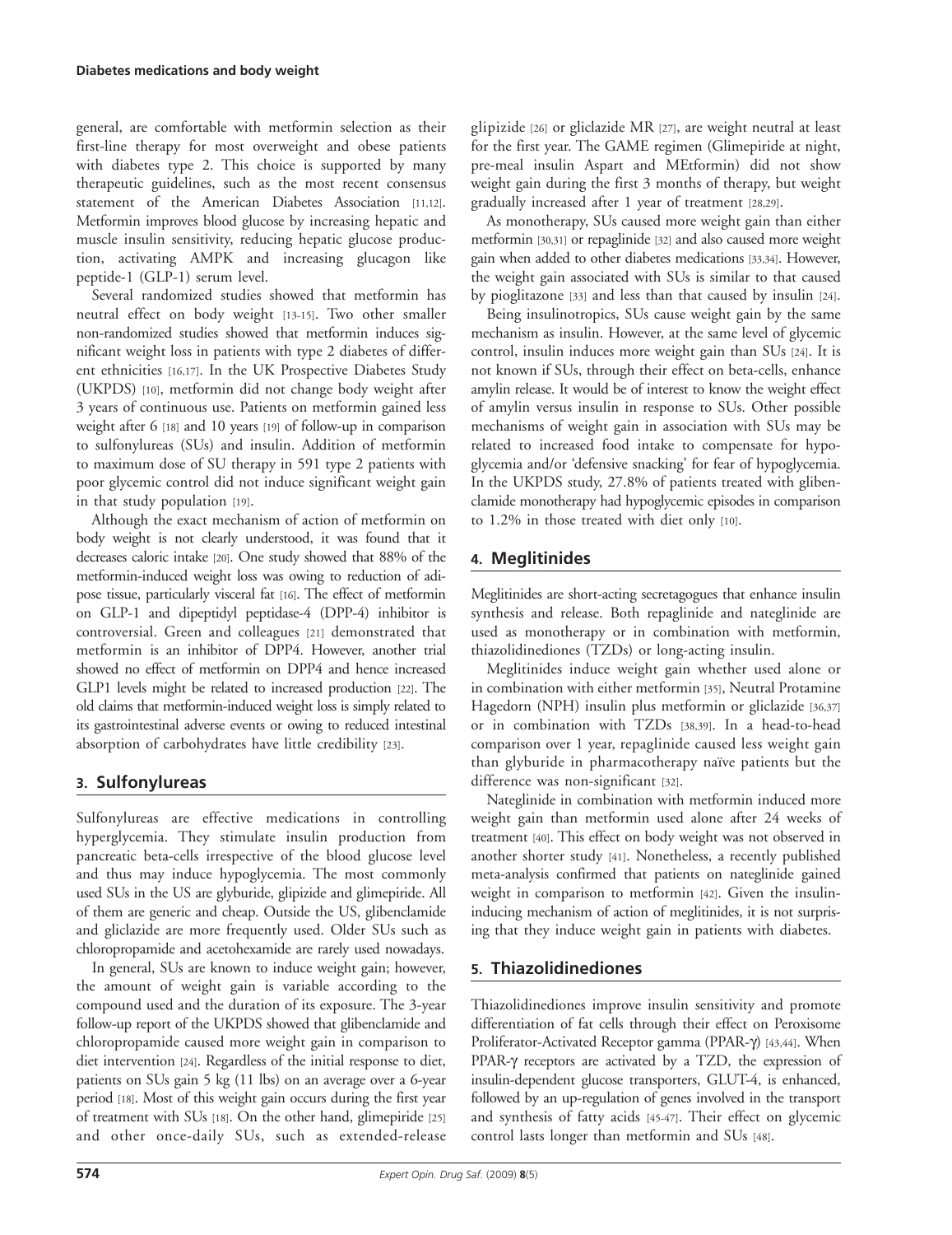general, are comfortable with metformin selection as their first-line therapy for most overweight and obese patients with diabetes type 2. This choice is supported by many therapeutic guidelines, such as the most recent consensus statement of the American Diabetes Association [11,12]. Metformin improves blood glucose by increasing hepatic and muscle insulin sensitivity, reducing hepatic glucose production, activating AMPK and increasing glucagon like peptide-1 (GLP-1) serum level.

Several randomized studies showed that metformin has neutral effect on body weight [13-15]. Two other smaller non-randomized studies showed that metformin induces significant weight loss in patients with type 2 diabetes of different ethnicities [16,17]. In the UK Prospective Diabetes Study (UKPDS) [10], metformin did not change body weight after 3 years of continuous use. Patients on metformin gained less weight after 6 [18] and 10 years [19] of follow-up in comparison to sulfonylureas (SUs) and insulin. Addition of metformin to maximum dose of SU therapy in 591 type 2 patients with poor glycemic control did not induce significant weight gain in that study population [19].

Although the exact mechanism of action of metformin on body weight is not clearly understood, it was found that it decreases caloric intake [20]. One study showed that 88% of the metformin-induced weight loss was owing to reduction of adipose tissue, particularly visceral fat [16]. The effect of metformin on GLP-1 and dipeptidyl peptidase-4 (DPP-4) inhibitor is controversial. Green and colleagues [21] demonstrated that metformin is an inhibitor of DPP4. However, another trial showed no effect of metformin on DPP4 and hence increased GLP1 levels might be related to increased production [22]. The old claims that metformin-induced weight loss is simply related to its gastrointestinal adverse events or owing to reduced intestinal absorption of carbohydrates have little credibility [23].

## 3. Sulfonylureas

Sulfonylureas are effective medications in controlling hyperglycemia. They stimulate insulin production from pancreatic beta-cells irrespective of the blood glucose level and thus may induce hypoglycemia. The most commonly used SUs in the US are glyburide, glipizide and glimepiride. All of them are generic and cheap. Outside the US, glibenclamide and gliclazide are more frequently used. Older SUs such as chloropropamide and acetohexamide are rarely used nowadays.

In general, SUs are known to induce weight gain; however, the amount of weight gain is variable according to the compound used and the duration of its exposure. The 3-year follow-up report of the UKPDS showed that glibenclamide and chloropropamide caused more weight gain in comparison to diet intervention [24]. Regardless of the initial response to diet, patients on SUs gain 5 kg (11 lbs) on an average over a 6-year period [18]. Most of this weight gain occurs during the first year of treatment with SUs [18]. On the other hand, glimepiride [25] and other once-daily SUs, such as extended-release glipizide [26] or gliclazide MR [27], are weight neutral at least for the first year. The GAME regimen (Glimepiride at night, pre-meal insulin Aspart and MEtformin) did not show weight gain during the first 3 months of therapy, but weight gradually increased after 1 year of treatment [28,29].

As monotherapy, SUs caused more weight gain than either metformin [30,31] or repaglinide [32] and also caused more weight gain when added to other diabetes medications [33,34]. However, the weight gain associated with SUs is similar to that caused by pioglitazone [33] and less than that caused by insulin [24].

Being insulinotropics, SUs cause weight gain by the same mechanism as insulin. However, at the same level of glycemic control, insulin induces more weight gain than SUs [24]. It is not known if SUs, through their effect on beta-cells, enhance amylin release. It would be of interest to know the weight effect of amylin versus insulin in response to SUs. Other possible mechanisms of weight gain in association with SUs may be related to increased food intake to compensate for hypoglycemia and/or 'defensive snacking' for fear of hypoglycemia. In the UKPDS study, 27.8% of patients treated with glibenclamide monotherapy had hypoglycemic episodes in comparison to 1.2% in those treated with diet only [10].

## 4. Meglitinides

Meglitinides are short-acting secretagogues that enhance insulin synthesis and release. Both repaglinide and nateglinide are used as monotherapy or in combination with metformin, thiazolidinediones (TZDs) or long-acting insulin.

Meglitinides induce weight gain whether used alone or in combination with either metformin [35], Neutral Protamine Hagedorn (NPH) insulin plus metformin or gliclazide [36,37] or in combination with TZDs [38,39]. In a head-to-head comparison over 1 year, repaglinide caused less weight gain than glyburide in pharmacotherapy naïve patients but the difference was non-significant [32].

Nateglinide in combination with metformin induced more weight gain than metformin used alone after 24 weeks of treatment [40]. This effect on body weight was not observed in another shorter study [41]. Nonetheless, a recently published meta-analysis confirmed that patients on nateglinide gained weight in comparison to metformin [42]. Given the insulin-inducing mechanism of action of meglitinides, it is not surprising that they induce weight gain in patients with diabetes.

## 5. Thiazolidinediones

Thiazolidinediones improve insulin sensitivity and promote differentiation of fat cells through their effect on Peroxisome Proliferator-Activated Receptor gamma (PPAR-γ) [43,44]. When PPAR-γ receptors are activated by a TZD, the expression of insulin-dependent glucose transporters, GLUT-4, is enhanced, followed by an up-regulation of genes involved in the transport and synthesis of fatty acids [45-47]. Their effect on glycemic control lasts longer than metformin and SUs [48].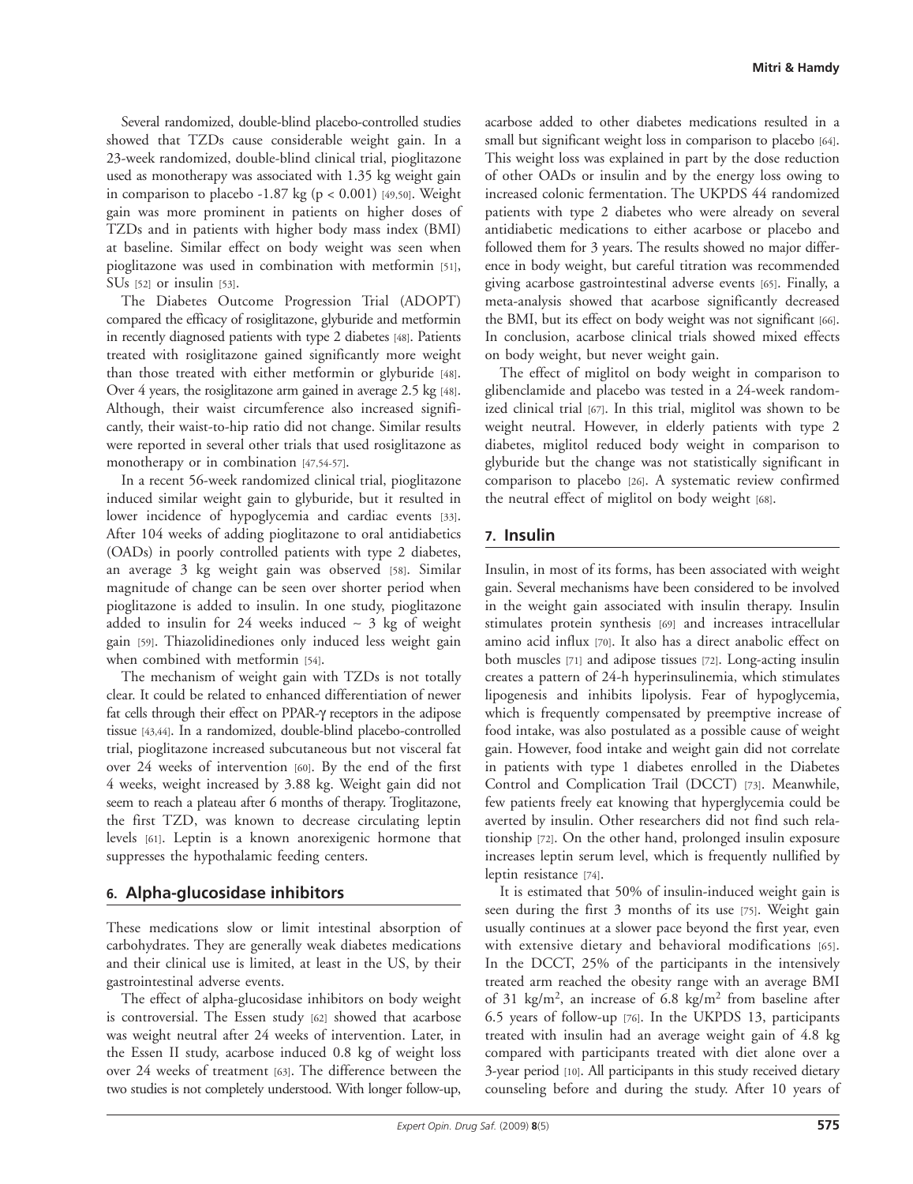Several randomized, double-blind placebo-controlled studies showed that TZDs cause considerable weight gain. In a 23-week randomized, double-blind clinical trial, pioglitazone used as monotherapy was associated with 1.35 kg weight gain in comparison to placebo -1.87 kg ($p < 0.001$) [49,50]. Weight gain was more prominent in patients on higher doses of TZDs and in patients with higher body mass index (BMI) at baseline. Similar effect on body weight was seen when pioglitazone was used in combination with metformin [51], SUs [52] or insulin [53].

The Diabetes Outcome Progression Trial (ADOPT) compared the efficacy of rosiglitazone, glyburide and metformin in recently diagnosed patients with type 2 diabetes [48]. Patients treated with rosiglitazone gained significantly more weight than those treated with either metformin or glyburide [48]. Over 4 years, the rosiglitazone arm gained in average 2.5 kg [48]. Although, their waist circumference also increased significantly, their waist-to-hip ratio did not change. Similar results were reported in several other trials that used rosiglitazone as monotherapy or in combination [47,54-57].

In a recent 56-week randomized clinical trial, pioglitazone induced similar weight gain to glyburide, but it resulted in lower incidence of hypoglycemia and cardiac events [33]. After 104 weeks of adding pioglitazone to oral antidiabetics (OADs) in poorly controlled patients with type 2 diabetes, an average 3 kg weight gain was observed [58]. Similar magnitude of change can be seen over shorter period when pioglitazone is added to insulin. In one study, pioglitazone added to insulin for 24 weeks induced ~ 3 kg of weight gain [59]. Thiazolidinediones only induced less weight gain when combined with metformin [54].

The mechanism of weight gain with TZDs is not totally clear. It could be related to enhanced differentiation of newer fat cells through their effect on PPAR-$\gamma$ receptors in the adipose tissue [43,44]. In a randomized, double-blind placebo-controlled trial, pioglitazone increased subcutaneous but not visceral fat over 24 weeks of intervention [60]. By the end of the first 4 weeks, weight increased by 3.88 kg. Weight gain did not seem to reach a plateau after 6 months of therapy. Troglitazone, the first TZD, was known to decrease circulating leptin levels [61]. Leptin is a known anorexigenic hormone that suppresses the hypothalamic feeding centers.

## 6. Alpha-glucosidase inhibitors

These medications slow or limit intestinal absorption of carbohydrates. They are generally weak diabetes medications and their clinical use is limited, at least in the US, by their gastrointestinal adverse events.

The effect of alpha-glucosidase inhibitors on body weight is controversial. The Essen study [62] showed that acarbose was weight neutral after 24 weeks of intervention. Later, in the Essen II study, acarbose induced 0.8 kg of weight loss over 24 weeks of treatment [63]. The difference between the two studies is not completely understood. With longer follow-up, acarbose added to other diabetes medications resulted in a small but significant weight loss in comparison to placebo [64]. This weight loss was explained in part by the dose reduction of other OADs or insulin and by the energy loss owing to increased colonic fermentation. The UKPDS 44 randomized patients with type 2 diabetes who were already on several antidiabetic medications to either acarbose or placebo and followed them for 3 years. The results showed no major difference in body weight, but careful titration was recommended giving acarbose gastrointestinal adverse events [65]. Finally, a meta-analysis showed that acarbose significantly decreased the BMI, but its effect on body weight was not significant [66]. In conclusion, acarbose clinical trials showed mixed effects on body weight, but never weight gain.

The effect of miglitol on body weight in comparison to glibenclamide and placebo was tested in a 24-week randomized clinical trial [67]. In this trial, miglitol was shown to be weight neutral. However, in elderly patients with type 2 diabetes, miglitol reduced body weight in comparison to glyburide but the change was not statistically significant in comparison to placebo [26]. A systematic review confirmed the neutral effect of miglitol on body weight [68].

## 7. Insulin

Insulin, in most of its forms, has been associated with weight gain. Several mechanisms have been considered to be involved in the weight gain associated with insulin therapy. Insulin stimulates protein synthesis [69] and increases intracellular amino acid influx [70]. It also has a direct anabolic effect on both muscles [71] and adipose tissues [72]. Long-acting insulin creates a pattern of 24-h hyperinsulinemia, which stimulates lipogenesis and inhibits lipolysis. Fear of hypoglycemia, which is frequently compensated by preemptive increase of food intake, was also postulated as a possible cause of weight gain. However, food intake and weight gain did not correlate in patients with type 1 diabetes enrolled in the Diabetes Control and Complication Trail (DCCT) [73]. Meanwhile, few patients freely eat knowing that hyperglycemia could be averted by insulin. Other researchers did not find such relationship [72]. On the other hand, prolonged insulin exposure increases leptin serum level, which is frequently nullified by leptin resistance [74].

It is estimated that 50% of insulin-induced weight gain is seen during the first 3 months of its use [75]. Weight gain usually continues at a slower pace beyond the first year, even with extensive dietary and behavioral modifications [65]. In the DCCT, 25% of the participants in the intensively treated arm reached the obesity range with an average BMI of 31 kg/m$^2$, an increase of 6.8 kg/m$^2$ from baseline after 6.5 years of follow-up [76]. In the UKPDS 13, participants treated with insulin had an average weight gain of 4.8 kg compared with participants treated with diet alone over a 3-year period [10]. All participants in this study received dietary counseling before and during the study. After 10 years of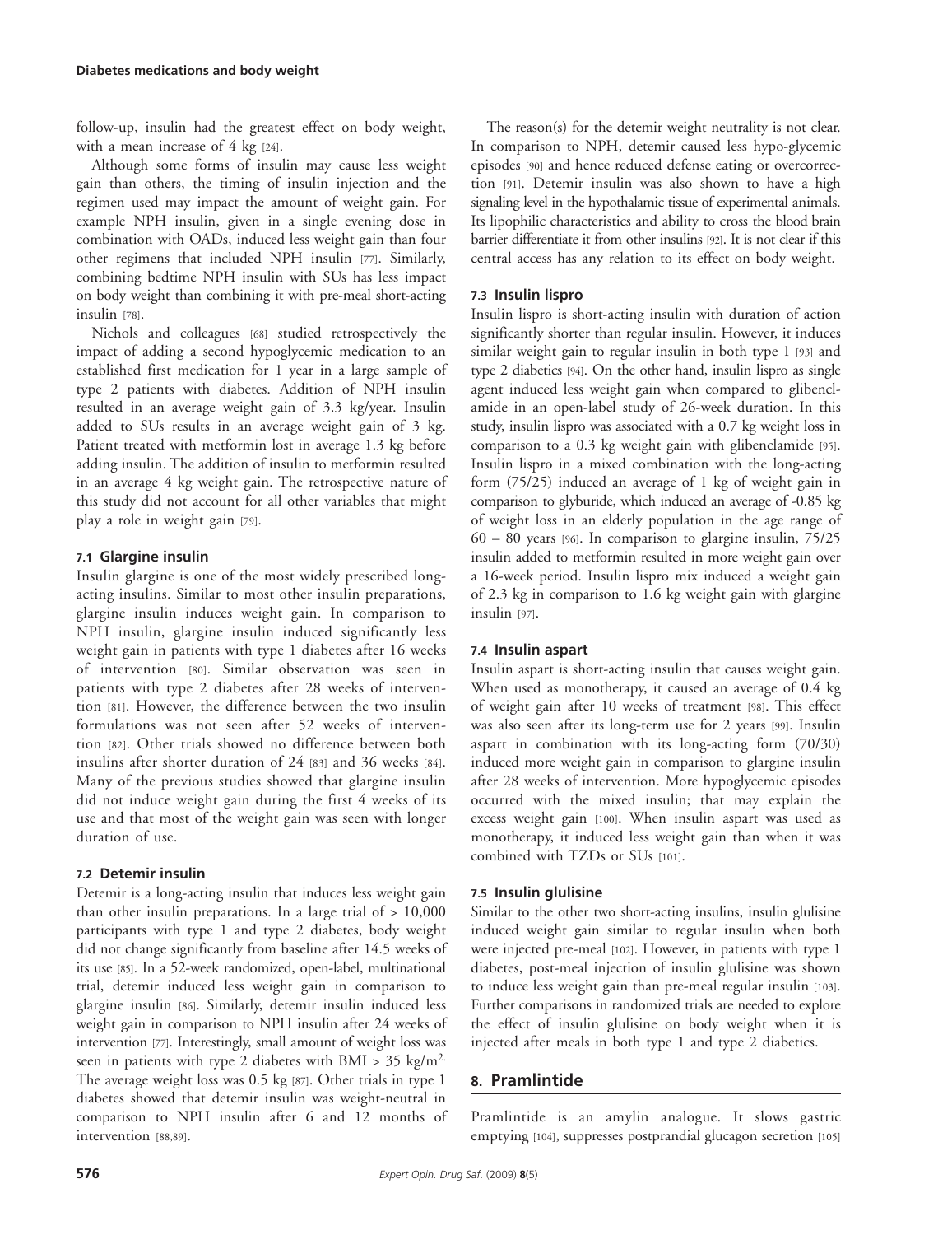follow-up, insulin had the greatest effect on body weight, with a mean increase of 4 kg [24].

Although some forms of insulin may cause less weight gain than others, the timing of insulin injection and the regimen used may impact the amount of weight gain. For example NPH insulin, given in a single evening dose in combination with OADs, induced less weight gain than four other regimens that included NPH insulin [77]. Similarly, combining bedtime NPH insulin with SUs has less impact on body weight than combining it with pre-meal short-acting insulin [78].

Nichols and colleagues [68] studied retrospectively the impact of adding a second hypoglycemic medication to an established first medication for 1 year in a large sample of type 2 patients with diabetes. Addition of NPH insulin resulted in an average weight gain of 3.3 kg/year. Insulin added to SUs results in an average weight gain of 3 kg. Patient treated with metformin lost in average 1.3 kg before adding insulin. The addition of insulin to metformin resulted in an average 4 kg weight gain. The retrospective nature of this study did not account for all other variables that might play a role in weight gain [79].

### 7.1 Glargine insulin

Insulin glargine is one of the most widely prescribed long-acting insulins. Similar to most other insulin preparations, glargine insulin induces weight gain. In comparison to NPH insulin, glargine insulin induced significantly less weight gain in patients with type 1 diabetes after 16 weeks of intervention [80]. Similar observation was seen in patients with type 2 diabetes after 28 weeks of intervention [81]. However, the difference between the two insulin formulations was not seen after 52 weeks of intervention [82]. Other trials showed no difference between both insulins after shorter duration of 24 [83] and 36 weeks [84]. Many of the previous studies showed that glargine insulin did not induce weight gain during the first 4 weeks of its use and that most of the weight gain was seen with longer duration of use.

### 7.2 Detemir insulin

Detemir is a long-acting insulin that induces less weight gain than other insulin preparations. In a large trial of > 10,000 participants with type 1 and type 2 diabetes, body weight did not change significantly from baseline after 14.5 weeks of its use [85]. In a 52-week randomized, open-label, multinational trial, detemir induced less weight gain in comparison to glargine insulin [86]. Similarly, detemir insulin induced less weight gain in comparison to NPH insulin after 24 weeks of intervention [77]. Interestingly, small amount of weight loss was seen in patients with type 2 diabetes with BMI > 35 kg/m$^2$. The average weight loss was 0.5 kg [87]. Other trials in type 1 diabetes showed that detemir insulin was weight-neutral in comparison to NPH insulin after 6 and 12 months of intervention [88,89].

The reason(s) for the detemir weight neutrality is not clear. In comparison to NPH, detemir caused less hypo-glycemic episodes [90] and hence reduced defense eating or overcorrection [91]. Detemir insulin was also shown to have a high signaling level in the hypothalamic tissue of experimental animals. Its lipophilic characteristics and ability to cross the blood brain barrier differentiate it from other insulins [92]. It is not clear if this central access has any relation to its effect on body weight.

### 7.3 Insulin lispro

Insulin lispro is short-acting insulin with duration of action significantly shorter than regular insulin. However, it induces similar weight gain to regular insulin in both type 1 [93] and type 2 diabetics [94]. On the other hand, insulin lispro as single agent induced less weight gain when compared to glibenclamide in an open-label study of 26-week duration. In this study, insulin lispro was associated with a 0.7 kg weight loss in comparison to a 0.3 kg weight gain with glibenclamide [95]. Insulin lispro in a mixed combination with the long-acting form (75/25) induced an average of 1 kg of weight gain in comparison to glyburide, which induced an average of -0.85 kg of weight loss in an elderly population in the age range of 60 – 80 years [96]. In comparison to glargine insulin, 75/25 insulin added to metformin resulted in more weight gain over a 16-week period. Insulin lispro mix induced a weight gain of 2.3 kg in comparison to 1.6 kg weight gain with glargine insulin [97].

### 7.4 Insulin aspart

Insulin aspart is short-acting insulin that causes weight gain. When used as monotherapy, it caused an average of 0.4 kg of weight gain after 10 weeks of treatment [98]. This effect was also seen after its long-term use for 2 years [99]. Insulin aspart in combination with its long-acting form (70/30) induced more weight gain in comparison to glargine insulin after 28 weeks of intervention. More hypoglycemic episodes occurred with the mixed insulin; that may explain the excess weight gain [100]. When insulin aspart was used as monotherapy, it induced less weight gain than when it was combined with TZDs or SUs [101].

### 7.5 Insulin glulisine

Similar to the other two short-acting insulins, insulin glulisine induced weight gain similar to regular insulin when both were injected pre-meal [102]. However, in patients with type 1 diabetes, post-meal injection of insulin glulisine was shown to induce less weight gain than pre-meal regular insulin [103]. Further comparisons in randomized trials are needed to explore the effect of insulin glulisine on body weight when it is injected after meals in both type 1 and type 2 diabetics.

## 8. Pramlintide

Pramlintide is an amylin analogue. It slows gastric emptying [104], suppresses postprandial glucagon secretion [105]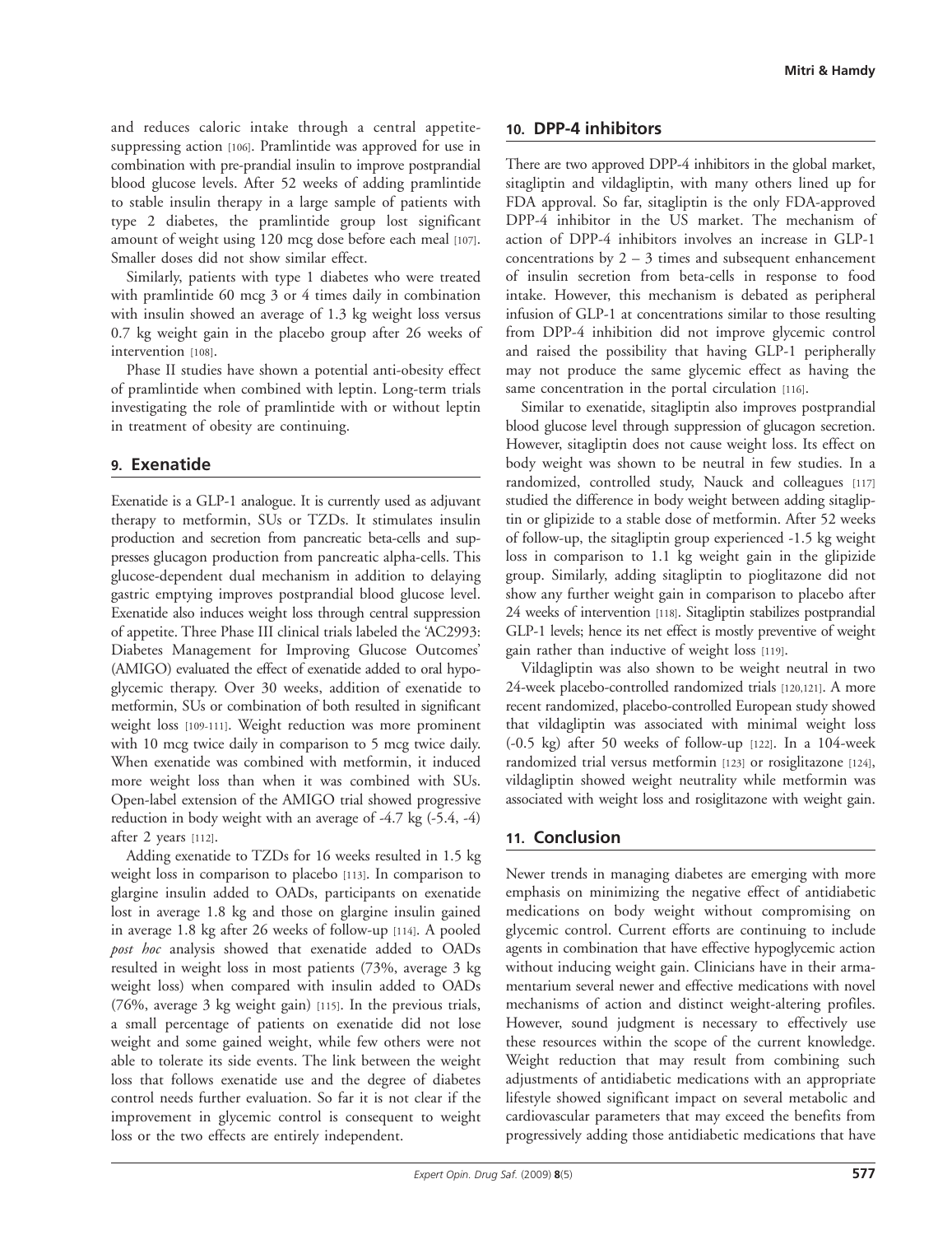and reduces caloric intake through a central appetite-suppressing action [106]. Pramlintide was approved for use in combination with pre-prandial insulin to improve postprandial blood glucose levels. After 52 weeks of adding pramlintide to stable insulin therapy in a large sample of patients with type 2 diabetes, the pramlintide group lost significant amount of weight using 120 mcg dose before each meal [107]. Smaller doses did not show similar effect.

Similarly, patients with type 1 diabetes who were treated with pramlintide 60 mcg 3 or 4 times daily in combination with insulin showed an average of 1.3 kg weight loss versus 0.7 kg weight gain in the placebo group after 26 weeks of intervention [108].

Phase II studies have shown a potential anti-obesity effect of pramlintide when combined with leptin. Long-term trials investigating the role of pramlintide with or without leptin in treatment of obesity are continuing.

## 9. Exenatide

Exenatide is a GLP-1 analogue. It is currently used as adjuvant therapy to metformin, SUs or TZDs. It stimulates insulin production and secretion from pancreatic beta-cells and suppresses glucagon production from pancreatic alpha-cells. This glucose-dependent dual mechanism in addition to delaying gastric emptying improves postprandial blood glucose level. Exenatide also induces weight loss through central suppression of appetite. Three Phase III clinical trials labeled the 'AC2993: Diabetes Management for Improving Glucose Outcomes' (AMIGO) evaluated the effect of exenatide added to oral hypoglycemic therapy. Over 30 weeks, addition of exenatide to metformin, SUs or combination of both resulted in significant weight loss [109-111]. Weight reduction was more prominent with 10 mcg twice daily in comparison to 5 mcg twice daily. When exenatide was combined with metformin, it induced more weight loss than when it was combined with SUs. Open-label extension of the AMIGO trial showed progressive reduction in body weight with an average of -4.7 kg (-5.4, -4) after 2 years [112].

Adding exenatide to TZDs for 16 weeks resulted in 1.5 kg weight loss in comparison to placebo [113]. In comparison to glargine insulin added to OADs, participants on exenatide lost in average 1.8 kg and those on glargine insulin gained in average 1.8 kg after 26 weeks of follow-up [114]. A pooled *post hoc* analysis showed that exenatide added to OADs resulted in weight loss in most patients (73%, average 3 kg weight loss) when compared with insulin added to OADs (76%, average 3 kg weight gain) [115]. In the previous trials, a small percentage of patients on exenatide did not lose weight and some gained weight, while few others were not able to tolerate its side events. The link between the weight loss that follows exenatide use and the degree of diabetes control needs further evaluation. So far it is not clear if the improvement in glycemic control is consequent to weight loss or the two effects are entirely independent.

## 10. DPP-4 inhibitors

There are two approved DPP-4 inhibitors in the global market, sitagliptin and vildagliptin, with many others lined up for FDA approval. So far, sitagliptin is the only FDA-approved DPP-4 inhibitor in the US market. The mechanism of action of DPP-4 inhibitors involves an increase in GLP-1 concentrations by 2 – 3 times and subsequent enhancement of insulin secretion from beta-cells in response to food intake. However, this mechanism is debated as peripheral infusion of GLP-1 at concentrations similar to those resulting from DPP-4 inhibition did not improve glycemic control and raised the possibility that having GLP-1 peripherally may not produce the same glycemic effect as having the same concentration in the portal circulation [116].

Similar to exenatide, sitagliptin also improves postprandial blood glucose level through suppression of glucagon secretion. However, sitagliptin does not cause weight loss. Its effect on body weight was shown to be neutral in few studies. In a randomized, controlled study, Nauck and colleagues [117] studied the difference in body weight between adding sitagliptin or glipizide to a stable dose of metformin. After 52 weeks of follow-up, the sitagliptin group experienced -1.5 kg weight loss in comparison to 1.1 kg weight gain in the glipizide group. Similarly, adding sitagliptin to pioglitazone did not show any further weight gain in comparison to placebo after 24 weeks of intervention [118]. Sitagliptin stabilizes postprandial GLP-1 levels; hence its net effect is mostly preventive of weight gain rather than inductive of weight loss [119].

Vildagliptin was also shown to be weight neutral in two 24-week placebo-controlled randomized trials [120,121]. A more recent randomized, placebo-controlled European study showed that vildagliptin was associated with minimal weight loss (-0.5 kg) after 50 weeks of follow-up [122]. In a 104-week randomized trial versus metformin [123] or rosiglitazone [124], vildagliptin showed weight neutrality while metformin was associated with weight loss and rosiglitazone with weight gain.

## 11. Conclusion

Newer trends in managing diabetes are emerging with more emphasis on minimizing the negative effect of antidiabetic medications on body weight without compromising on glycemic control. Current efforts are continuing to include agents in combination that have effective hypoglycemic action without inducing weight gain. Clinicians have in their armamentarium several newer and effective medications with novel mechanisms of action and distinct weight-altering profiles. However, sound judgment is necessary to effectively use these resources within the scope of the current knowledge. Weight reduction that may result from combining such adjustments of antidiabetic medications with an appropriate lifestyle showed significant impact on several metabolic and cardiovascular parameters that may exceed the benefits from progressively adding those antidiabetic medications that have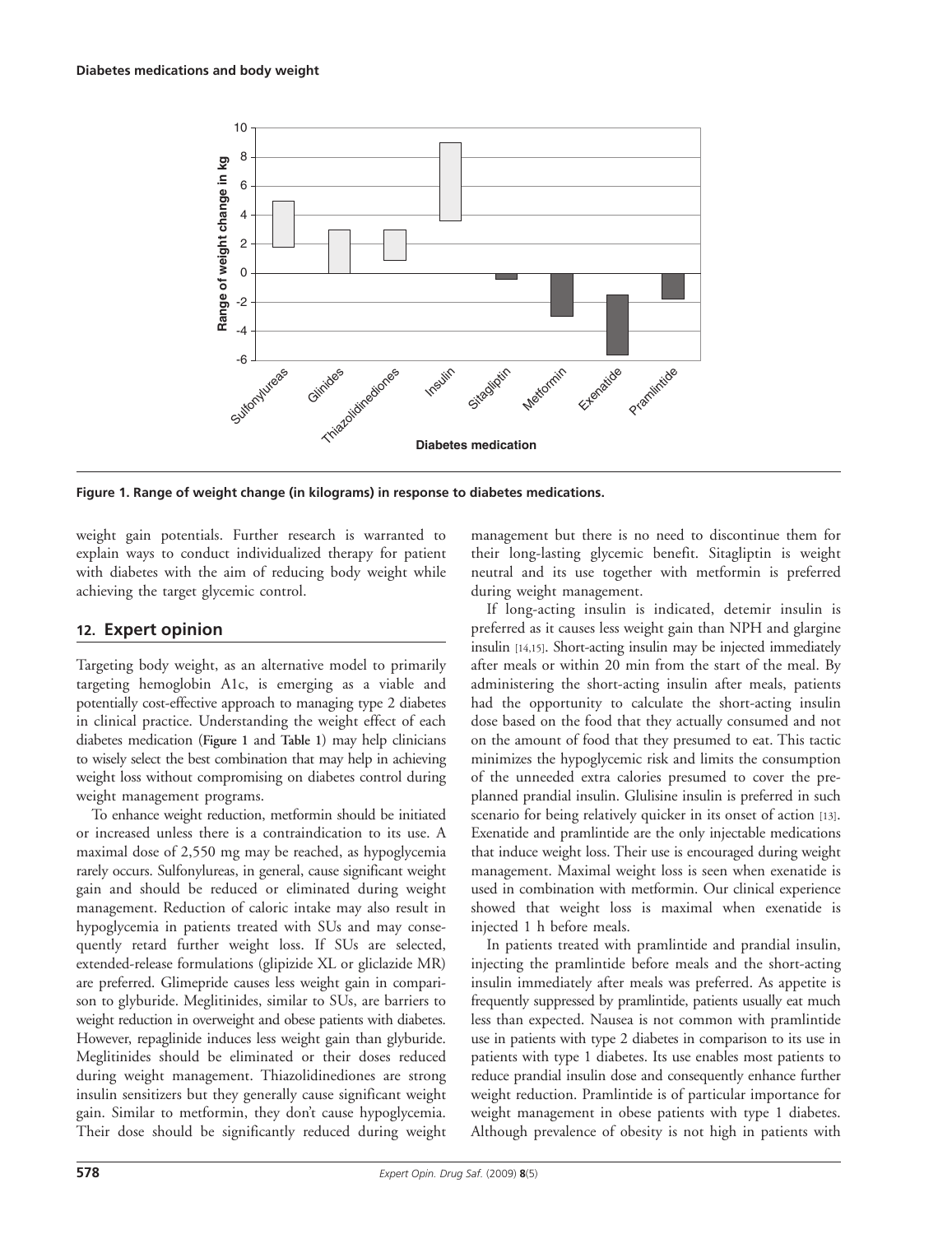Figure 1. Range of weight change (in kilograms) in response to diabetes medications.

weight gain potentials. Further research is warranted to explain ways to conduct individualized therapy for patient with diabetes with the aim of reducing body weight while achieving the target glycemic control.

## 12. Expert opinion

Targeting body weight, as an alternative model to primarily targeting hemoglobin A1c, is emerging as a viable and potentially cost-effective approach to managing type 2 diabetes in clinical practice. Understanding the weight effect of each diabetes medication (Figure 1 and Table 1) may help clinicians to wisely select the best combination that may help in achieving weight loss without compromising on diabetes control during weight management programs.

To enhance weight reduction, metformin should be initiated or increased unless there is a contraindication to its use. A maximal dose of 2,550 mg may be reached, as hypoglycemia rarely occurs. Sulfonylureas, in general, cause significant weight gain and should be reduced or eliminated during weight management. Reduction of caloric intake may also result in hypoglycemia in patients treated with SUs and may consequently retard further weight loss. If SUs are selected, extended-release formulations (glipizide XL or gliclazide MR) are preferred. Glimepride causes less weight gain in comparison to glyburide. Meglitinides, similar to SUs, are barriers to weight reduction in overweight and obese patients with diabetes. However, repaglinide induces less weight gain than glyburide. Meglitinides should be eliminated or their doses reduced during weight management. Thiazolidinediones are strong insulin sensitizers but they generally cause significant weight gain. Similar to metformin, they don't cause hypoglycemia. Their dose should be significantly reduced during weight management but there is no need to discontinue them for their long-lasting glycemic benefit. Sitagliptin is weight neutral and its use together with metformin is preferred during weight management.

If long-acting insulin is indicated, detemir insulin is preferred as it causes less weight gain than NPH and glargine insulin [14,15]. Short-acting insulin may be injected immediately after meals or within 20 min from the start of the meal. By administering the short-acting insulin after meals, patients had the opportunity to calculate the short-acting insulin dose based on the food that they actually consumed and not on the amount of food that they presumed to eat. This tactic minimizes the hypoglycemic risk and limits the consumption of the unneeded extra calories presumed to cover the pre-planned prandial insulin. Glulisine insulin is preferred in such scenario for being relatively quicker in its onset of action [13]. Exenatide and pramlintide are the only injectable medications that induce weight loss. Their use is encouraged during weight management. Maximal weight loss is seen when exenatide is used in combination with metformin. Our clinical experience showed that weight loss is maximal when exenatide is injected 1 h before meals.

In patients treated with pramlintide and prandial insulin, injecting the pramlintide before meals and the short-acting insulin immediately after meals was preferred. As appetite is frequently suppressed by pramlintide, patients usually eat much less than expected. Nausea is not common with pramlintide use in patients with type 2 diabetes in comparison to its use in patients with type 1 diabetes. Its use enables most patients to reduce prandial insulin dose and consequently enhance further weight reduction. Pramlintide is of particular importance for weight management in obese patients with type 1 diabetes. Although prevalence of obesity is not high in patients with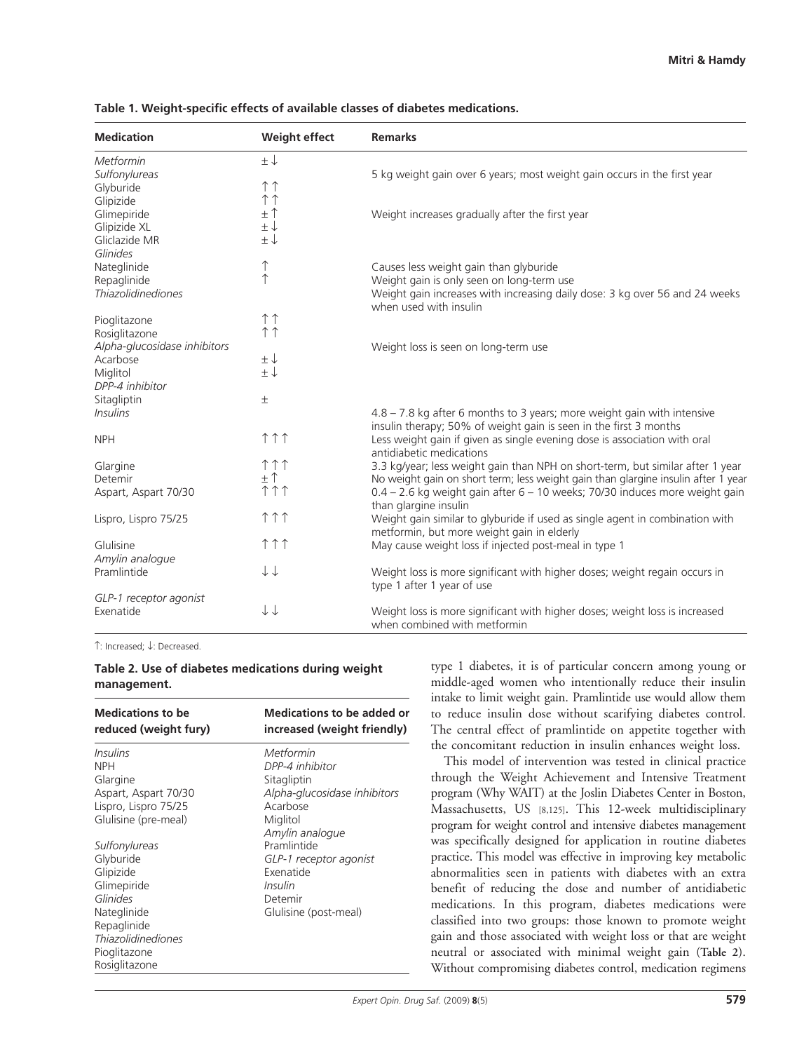**Table 1. Weight-specific effects of available classes of diabetes medications.**

| Medication | Weight effect | Remarks |
|---|---|---|
| *Metformin* | ± ↓ | |
| *Sulfonylureas* | | 5 kg weight gain over 6 years; most weight gain occurs in the first year |
| Glyburide | ↑↑ | |
| Glipizide | ↑↑ | |
| Glimepiride | ± ↑ | Weight increases gradually after the first year |
| Glipizide XL | ± ↓ | |
| Gliclazide MR | ± ↓ | |
| *Glinides* | | |
| Nateglinide | ↑ | Causes less weight gain than glyburide |
| Repaglinide | ↑ | Weight gain is only seen on long-term use |
| *Thiazolidinediones* | | Weight gain increases with increasing daily dose: 3 kg over 56 and 24 weeks when used with insulin |
| Pioglitazone | ↑↑ | |
| Rosiglitazone | ↑↑ | |
| *Alpha-glucosidase inhibitors* | | Weight loss is seen on long-term use |
| Acarbose | ± ↓ | |
| Miglitol | ± ↓ | |
| *DPP-4 inhibitor* | | |
| Sitagliptin | ± | |
| *Insulins* | | 4.8 – 7.8 kg after 6 months to 3 years; more weight gain with intensive insulin therapy; 50% of weight gain is seen in the first 3 months |
| NPH | ↑↑↑ | Less weight gain if given as single evening dose is association with oral antidiabetic medications |
| Glargine | ↑↑↑ | 3.3 kg/year; less weight gain than NPH on short-term, but similar after 1 year |
| Detemir | ± ↑ | No weight gain on short term; less weight gain than glargine insulin after 1 year |
| Aspart, Aspart 70/30 | ↑↑↑ | 0.4 – 2.6 kg weight gain after 6 – 10 weeks; 70/30 induces more weight gain than glargine insulin |
| Lispro, Lispro 75/25 | ↑↑↑ | Weight gain similar to glyburide if used as single agent in combination with metformin, but more weight gain in elderly |
| Glulisine | ↑↑↑ | May cause weight loss if injected post-meal in type 1 |
| *Amylin analogue* | | |
| Pramlintide | ↓↓ | Weight loss is more significant with higher doses; weight regain occurs in type 1 after 1 year of use |
| *GLP-1 receptor agonist* | | |
| Exenatide | ↓↓ | Weight loss is more significant with higher doses; weight loss is increased when combined with metformin |

↑: Increased; ↓: Decreased.

**Table 2. Use of diabetes medications during weight management.**

| Medications to be reduced (weight fury) | Medications to be added or increased (weight friendly) |
|---|---|
| *Insulins* | *Metformin* |
| NPH | *DPP-4 inhibitor* |
| Glargine | Sitagliptin |
| Aspart, Aspart 70/30 | *Alpha-glucosidase inhibitors* |
| Lispro, Lispro 75/25 | Acarbose |
| Glulisine (pre-meal) | Miglitol |
| | *Amylin analogue* |
| *Sulfonylureas* | Pramlintide |
| Glyburide | *GLP-1 receptor agonist* |
| Glipizide | Exenatide |
| Glimepiride | *Insulin* |
| *Glinides* | Detemir |
| Nateglinide | Glulisine (post-meal) |
| Repaglinide | |
| *Thiazolidinediones* | |
| Pioglitazone | |
| Rosiglitazone | |

type 1 diabetes, it is of particular concern among young or middle-aged women who intentionally reduce their insulin intake to limit weight gain. Pramlintide use would allow them to reduce insulin dose without scarifying diabetes control. The central effect of pramlintide on appetite together with the concomitant reduction in insulin enhances weight loss.

This model of intervention was tested in clinical practice through the Weight Achievement and Intensive Treatment program (Why WAIT) at the Joslin Diabetes Center in Boston, Massachusetts, US [8,125]. This 12-week multidisciplinary program for weight control and intensive diabetes management was specifically designed for application in routine diabetes practice. This model was effective in improving key metabolic abnormalities seen in patients with diabetes with an extra benefit of reducing the dose and number of antidiabetic medications. In this program, diabetes medications were classified into two groups: those known to promote weight gain and those associated with weight loss or that are weight neutral or associated with minimal weight gain (Table 2). Without compromising diabetes control, medication regimens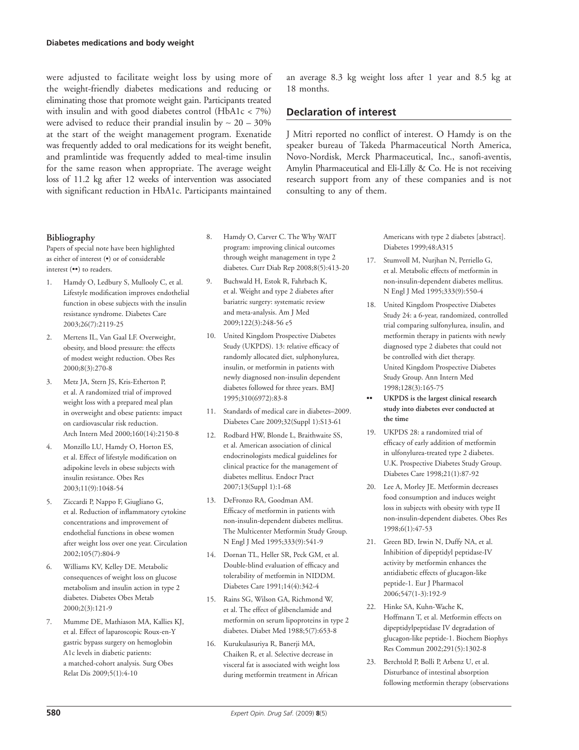were adjusted to facilitate weight loss by using more of the weight-friendly diabetes medications and reducing or eliminating those that promote weight gain. Participants treated with insulin and with good diabetes control (HbA1c < 7%) were advised to reduce their prandial insulin by ~ 20 – 30% at the start of the weight management program. Exenatide was frequently added to oral medications for its weight benefit, and pramlintide was frequently added to meal-time insulin for the same reason when appropriate. The average weight loss of 11.2 kg after 12 weeks of intervention was associated with significant reduction in HbA1c. Participants maintained an average 8.3 kg weight loss after 1 year and 8.5 kg at 18 months.

## Declaration of interest

J Mitri reported no conflict of interest. O Hamdy is on the speaker bureau of Takeda Pharmaceutical North America, Novo-Nordisk, Merck Pharmaceutical, Inc., sanofi-aventis, Amylin Pharmaceutical and Eli-Lilly & Co. He is not receiving research support from any of these companies and is not consulting to any of them.

### Bibliography

Papers of special note have been highlighted as either of interest (•) or of considerable interest (••) to readers.

1. Hamdy O, Ledbury S, Mullooly C, et al. Lifestyle modification improves endothelial function in obese subjects with the insulin resistance syndrome. Diabetes Care 2003;26(7):2119-25
2. Mertens IL, Van Gaal LF. Overweight, obesity, and blood pressure: the effects of modest weight reduction. Obes Res 2000;8(3):270-8
3. Metz JA, Stern JS, Kris-Etherton P, et al. A randomized trial of improved weight loss with a prepared meal plan in overweight and obese patients: impact on cardiovascular risk reduction. Arch Intern Med 2000;160(14):2150-8
4. Monzillo LU, Hamdy O, Horton ES, et al. Effect of lifestyle modification on adipokine levels in obese subjects with insulin resistance. Obes Res 2003;11(9):1048-54
5. Ziccardi P, Nappo F, Giugliano G, et al. Reduction of inflammatory cytokine concentrations and improvement of endothelial functions in obese women after weight loss over one year. Circulation 2002;105(7):804-9
6. Williams KV, Kelley DE. Metabolic consequences of weight loss on glucose metabolism and insulin action in type 2 diabetes. Diabetes Obes Metab 2000;2(3):121-9
7. Mumme DE, Mathiason MA, Kallies KJ, et al. Effect of laparoscopic Roux-en-Y gastric bypass surgery on hemoglobin A1c levels in diabetic patients: a matched-cohort analysis. Surg Obes Relat Dis 2009;5(1):4-10
8. Hamdy O, Carver C. The Why WAIT program: improving clinical outcomes through weight management in type 2 diabetes. Curr Diab Rep 2008;8(5):413-20
9. Buchwald H, Estok R, Fahrbach K, et al. Weight and type 2 diabetes after bariatric surgery: systematic review and meta-analysis. Am J Med 2009;122(3):248-56 e5
10. United Kingdom Prospective Diabetes Study (UKPDS). 13: relative efficacy of randomly allocated diet, sulphonylurea, insulin, or metformin in patients with newly diagnosed non-insulin dependent diabetes followed for three years. BMJ 1995;310(6972):83-8
11. Standards of medical care in diabetes–2009. Diabetes Care 2009;32(Suppl 1):S13-61
12. Rodbard HW, Blonde L, Braithwaite SS, et al. American association of clinical endocrinologists medical guidelines for clinical practice for the management of diabetes mellitus. Endocr Pract 2007;13(Suppl 1):1-68
13. DeFronzo RA, Goodman AM. Efficacy of metformin in patients with non-insulin-dependent diabetes mellitus. The Multicenter Metformin Study Group. N Engl J Med 1995;333(9):541-9
14. Dornan TL, Heller SR, Peck GM, et al. Double-blind evaluation of efficacy and tolerability of metformin in NIDDM. Diabetes Care 1991;14(4):342-4
15. Rains SG, Wilson GA, Richmond W, et al. The effect of glibenclamide and metformin on serum lipoproteins in type 2 diabetes. Diabet Med 1988;5(7):653-8
16. Kurukulasuriya R, Banerji MA, Chaiken R, et al. Selective decrease in visceral fat is associated with weight loss during metformin treatment in African Americans with type 2 diabetes [abstract]. Diabetes 1999;48:A315
17. Stumvoll M, Nurjhan N, Perriello G, et al. Metabolic effects of metformin in non-insulin-dependent diabetes mellitus. N Engl J Med 1995;333(9):550-4
18. United Kingdom Prospective Diabetes Study 24: a 6-year, randomized, controlled trial comparing sulfonylurea, insulin, and metformin therapy in patients with newly diagnosed type 2 diabetes that could not be controlled with diet therapy. United Kingdom Prospective Diabetes Study Group. Ann Intern Med 1998;128(3):165-75
   - •• **UKPDS is the largest clinical research study into diabetes ever conducted at the time**
19. UKPDS 28: a randomized trial of efficacy of early addition of metformin in ulfonylurea-treated type 2 diabetes. U.K. Prospective Diabetes Study Group. Diabetes Care 1998;21(1):87-92
20. Lee A, Morley JE. Metformin decreases food consumption and induces weight loss in subjects with obesity with type II non-insulin-dependent diabetes. Obes Res 1998;6(1):47-53
21. Green BD, Irwin N, Duffy NA, et al. Inhibition of dipeptidyl peptidase-IV activity by metformin enhances the antidiabetic effects of glucagon-like peptide-1. Eur J Pharmacol 2006;547(1-3):192-9
22. Hinke SA, Kuhn-Wache K, Hoffmann T, et al. Metformin effects on dipeptidylpeptidase IV degradation of glucagon-like peptide-1. Biochem Biophys Res Commun 2002;291(5):1302-8
23. Berchtold P, Bolli P, Arbenz U, et al. Disturbance of intestinal absorption following metformin therapy (observations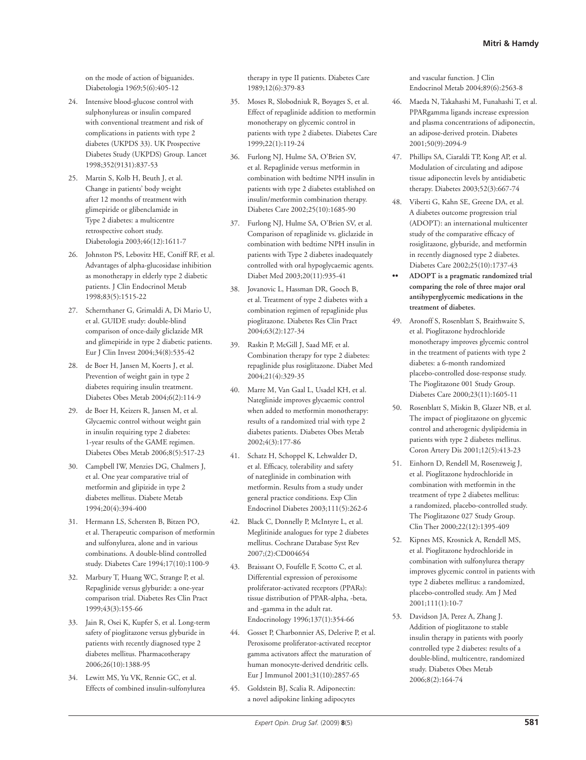on the mode of action of biguanides. Diabetologia 1969;5(6):405-12

24. Intensive blood-glucose control with sulphonylureas or insulin compared with conventional treatment and risk of complications in patients with type 2 diabetes (UKPDS 33). UK Prospective Diabetes Study (UKPDS) Group. Lancet 1998;352(9131):837-53
25. Martin S, Kolb H, Beuth J, et al. Change in patients' body weight after 12 months of treatment with glimepiride or glibenclamide in Type 2 diabetes: a multicentre retrospective cohort study. Diabetologia 2003;46(12):1611-7
26. Johnston PS, Lebovitz HE, Coniff RF, et al. Advantages of alpha-glucosidase inhibition as monotherapy in elderly type 2 diabetic patients. J Clin Endocrinol Metab 1998;83(5):1515-22
27. Schernthaner G, Grimaldi A, Di Mario U, et al. GUIDE study: double-blind comparison of once-daily gliclazide MR and glimepiride in type 2 diabetic patients. Eur J Clin Invest 2004;34(8):535-42
28. de Boer H, Jansen M, Koerts J, et al. Prevention of weight gain in type 2 diabetes requiring insulin treatment. Diabetes Obes Metab 2004;6(2):114-9
29. de Boer H, Keizers R, Jansen M, et al. Glycaemic control without weight gain in insulin requiring type 2 diabetes: 1-year results of the GAME regimen. Diabetes Obes Metab 2006;8(5):517-23
30. Campbell IW, Menzies DG, Chalmers J, et al. One year comparative trial of metformin and glipizide in type 2 diabetes mellitus. Diabete Metab 1994;20(4):394-400
31. Hermann LS, Schersten B, Bitzen PO, et al. Therapeutic comparison of metformin and sulfonylurea, alone and in various combinations. A double-blind controlled study. Diabetes Care 1994;17(10):1100-9
32. Marbury T, Huang WC, Strange P, et al. Repaglinide versus glyburide: a one-year comparison trial. Diabetes Res Clin Pract 1999;43(3):155-66
33. Jain R, Osei K, Kupfer S, et al. Long-term safety of pioglitazone versus glyburide in patients with recently diagnosed type 2 diabetes mellitus. Pharmacotherapy 2006;26(10):1388-95
34. Lewitt MS, Yu VK, Rennie GC, et al. Effects of combined insulin-sulfonylurea therapy in type II patients. Diabetes Care 1989;12(6):379-83
35. Moses R, Slobodniuk R, Boyages S, et al. Effect of repaglinide addition to metformin monotherapy on glycemic control in patients with type 2 diabetes. Diabetes Care 1999;22(1):119-24
36. Furlong NJ, Hulme SA, O'Brien SV, et al. Repaglinide versus metformin in combination with bedtime NPH insulin in patients with type 2 diabetes established on insulin/metformin combination therapy. Diabetes Care 2002;25(10):1685-90
37. Furlong NJ, Hulme SA, O'Brien SV, et al. Comparison of repaglinide vs. gliclazide in combination with bedtime NPH insulin in patients with Type 2 diabetes inadequately controlled with oral hypoglycaemic agents. Diabet Med 2003;20(11):935-41
38. Jovanovic L, Hassman DR, Gooch B, et al. Treatment of type 2 diabetes with a combination regimen of repaglinide plus pioglitazone. Diabetes Res Clin Pract 2004;63(2):127-34
39. Raskin P, McGill J, Saad MF, et al. Combination therapy for type 2 diabetes: repaglinide plus rosiglitazone. Diabet Med 2004;21(4):329-35
40. Marre M, Van Gaal L, Usadel KH, et al. Nateglinide improves glycaemic control when added to metformin monotherapy: results of a randomized trial with type 2 diabetes patients. Diabetes Obes Metab 2002;4(3):177-86
41. Schatz H, Schoppel K, Lehwalder D, et al. Efficacy, tolerability and safety of nateglinide in combination with metformin. Results from a study under general practice conditions. Exp Clin Endocrinol Diabetes 2003;111(5):262-6
42. Black C, Donnelly P, McIntyre L, et al. Meglitinide analogues for type 2 diabetes mellitus. Cochrane Database Syst Rev 2007;(2):CD004654
43. Braissant O, Foufelle F, Scotto C, et al. Differential expression of peroxisome proliferator-activated receptors (PPARs): tissue distribution of PPAR-alpha, -beta, and -gamma in the adult rat. Endocrinology 1996;137(1):354-66
44. Gosset P, Charbonnier AS, Delerive P, et al. Peroxisome proliferator-activated receptor gamma activators affect the maturation of human monocyte-derived dendritic cells. Eur J Immunol 2001;31(10):2857-65
45. Goldstein BJ, Scalia R. Adiponectin: a novel adipokine linking adipocytes and vascular function. J Clin Endocrinol Metab 2004;89(6):2563-8
46. Maeda N, Takahashi M, Funahashi T, et al. PPARgamma ligands increase expression and plasma concentrations of adiponectin, an adipose-derived protein. Diabetes 2001;50(9):2094-9
47. Phillips SA, Ciaraldi TP, Kong AP, et al. Modulation of circulating and adipose tissue adiponectin levels by antidiabetic therapy. Diabetes 2003;52(3):667-74
48. Viberti G, Kahn SE, Greene DA, et al. A diabetes outcome progression trial (ADOPT): an international multicenter study of the comparative efficacy of rosiglitazone, glyburide, and metformin in recently diagnosed type 2 diabetes. Diabetes Care 2002;25(10):1737-43

•• **ADOPT is a pragmatic randomized trial comparing the role of three major oral antihyperglycemic medications in the treatment of diabetes.**

49. Aronoff S, Rosenblatt S, Braithwaite S, et al. Pioglitazone hydrochloride monotherapy improves glycemic control in the treatment of patients with type 2 diabetes: a 6-month randomized placebo-controlled dose-response study. The Pioglitazone 001 Study Group. Diabetes Care 2000;23(11):1605-11
50. Rosenblatt S, Miskin B, Glazer NB, et al. The impact of pioglitazone on glycemic control and atherogenic dyslipidemia in patients with type 2 diabetes mellitus. Coron Artery Dis 2001;12(5):413-23
51. Einhorn D, Rendell M, Rosenzweig J, et al. Pioglitazone hydrochloride in combination with metformin in the treatment of type 2 diabetes mellitus: a randomized, placebo-controlled study. The Pioglitazone 027 Study Group. Clin Ther 2000;22(12):1395-409
52. Kipnes MS, Krosnick A, Rendell MS, et al. Pioglitazone hydrochloride in combination with sulfonylurea therapy improves glycemic control in patients with type 2 diabetes mellitus: a randomized, placebo-controlled study. Am J Med 2001;111(1):10-7
53. Davidson JA, Perez A, Zhang J. Addition of pioglitazone to stable insulin therapy in patients with poorly controlled type 2 diabetes: results of a double-blind, multicentre, randomized study. Diabetes Obes Metab 2006;8(2):164-74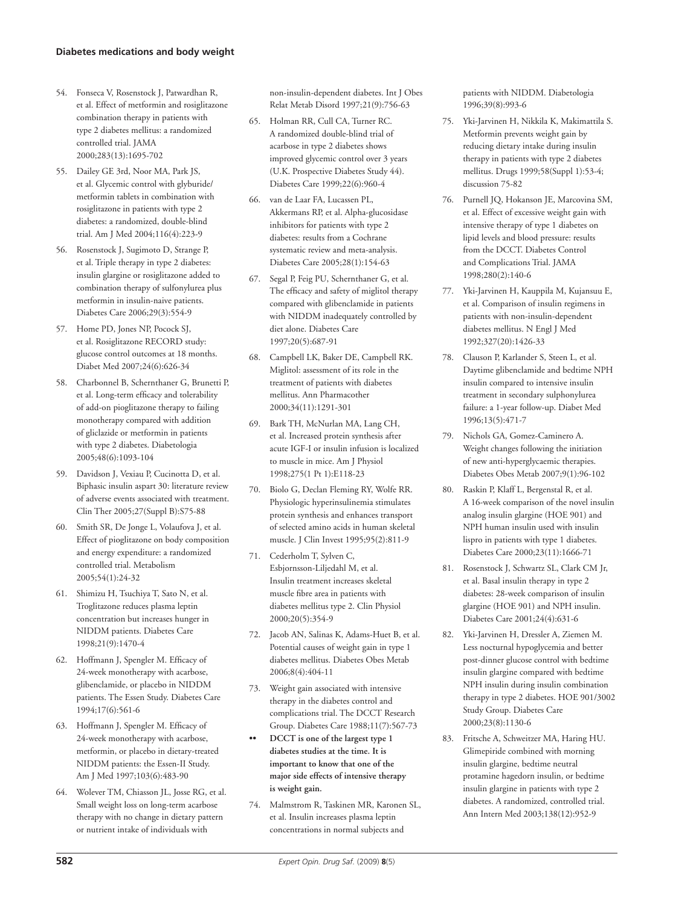54. Fonseca V, Rosenstock J, Patwardhan R, et al. Effect of metformin and rosiglitazone combination therapy in patients with type 2 diabetes mellitus: a randomized controlled trial. JAMA 2000;283(13):1695-702

55. Dailey GE 3rd, Noor MA, Park JS, et al. Glycemic control with glyburide/metformin tablets in combination with rosiglitazone in patients with type 2 diabetes: a randomized, double-blind trial. Am J Med 2004;116(4):223-9

56. Rosenstock J, Sugimoto D, Strange P, et al. Triple therapy in type 2 diabetes: insulin glargine or rosiglitazone added to combination therapy of sulfonylurea plus metformin in insulin-naive patients. Diabetes Care 2006;29(3):554-9

57. Home PD, Jones NP, Pocock SJ, et al. Rosiglitazone RECORD study: glucose control outcomes at 18 months. Diabet Med 2007;24(6):626-34

58. Charbonnel B, Schernthaner G, Brunetti P, et al. Long-term efficacy and tolerability of add-on pioglitazone therapy to failing monotherapy compared with addition of gliclazide or metformin in patients with type 2 diabetes. Diabetologia 2005;48(6):1093-104

59. Davidson J, Vexiau P, Cucinotta D, et al. Biphasic insulin aspart 30: literature review of adverse events associated with treatment. Clin Ther 2005;27(Suppl B):S75-88

60. Smith SR, De Jonge L, Volaufova J, et al. Effect of pioglitazone on body composition and energy expenditure: a randomized controlled trial. Metabolism 2005;54(1):24-32

61. Shimizu H, Tsuchiya T, Sato N, et al. Troglitazone reduces plasma leptin concentration but increases hunger in NIDDM patients. Diabetes Care 1998;21(9):1470-4

62. Hoffmann J, Spengler M. Efficacy of 24-week monotherapy with acarbose, glibenclamide, or placebo in NIDDM patients. The Essen Study. Diabetes Care 1994;17(6):561-6

63. Hoffmann J, Spengler M. Efficacy of 24-week monotherapy with acarbose, metformin, or placebo in dietary-treated NIDDM patients: the Essen-II Study. Am J Med 1997;103(6):483-90

64. Wolever TM, Chiasson JL, Josse RG, et al. Small weight loss on long-term acarbose therapy with no change in dietary pattern or nutrient intake of individuals with non-insulin-dependent diabetes. Int J Obes Relat Metab Disord 1997;21(9):756-63

65. Holman RR, Cull CA, Turner RC. A randomized double-blind trial of acarbose in type 2 diabetes shows improved glycemic control over 3 years (U.K. Prospective Diabetes Study 44). Diabetes Care 1999;22(6):960-4

66. van de Laar FA, Lucassen PL, Akkermans RP, et al. Alpha-glucosidase inhibitors for patients with type 2 diabetes: results from a Cochrane systematic review and meta-analysis. Diabetes Care 2005;28(1):154-63

67. Segal P, Feig PU, Schernthaner G, et al. The efficacy and safety of miglitol therapy compared with glibenclamide in patients with NIDDM inadequately controlled by diet alone. Diabetes Care 1997;20(5):687-91

68. Campbell LK, Baker DE, Campbell RK. Miglitol: assessment of its role in the treatment of patients with diabetes mellitus. Ann Pharmacother 2000;34(11):1291-301

69. Bark TH, McNurlan MA, Lang CH, et al. Increased protein synthesis after acute IGF-I or insulin infusion is localized to muscle in mice. Am J Physiol 1998;275(1 Pt 1):E118-23

70. Biolo G, Declan Fleming RY, Wolfe RR. Physiologic hyperinsulinemia stimulates protein synthesis and enhances transport of selected amino acids in human skeletal muscle. J Clin Invest 1995;95(2):811-9

71. Cederholm T, Sylven C, Esbjornsson-Liljedahl M, et al. Insulin treatment increases skeletal muscle fibre area in patients with diabetes mellitus type 2. Clin Physiol 2000;20(5):354-9

72. Jacob AN, Salinas K, Adams-Huet B, et al. Potential causes of weight gain in type 1 diabetes mellitus. Diabetes Obes Metab 2006;8(4):404-11

73. Weight gain associated with intensive therapy in the diabetes control and complications trial. The DCCT Research Group. Diabetes Care 1988;11(7):567-73

•• **DCCT is one of the largest type 1 diabetes studies at the time. It is important to know that one of the major side effects of intensive therapy is weight gain.**

74. Malmstrom R, Taskinen MR, Karonen SL, et al. Insulin increases plasma leptin concentrations in normal subjects and patients with NIDDM. Diabetologia 1996;39(8):993-6

75. Yki-Jarvinen H, Nikkila K, Makimattila S. Metformin prevents weight gain by reducing dietary intake during insulin therapy in patients with type 2 diabetes mellitus. Drugs 1999;58(Suppl 1):53-4; discussion 75-82

76. Purnell JQ, Hokanson JE, Marcovina SM, et al. Effect of excessive weight gain with intensive therapy of type 1 diabetes on lipid levels and blood pressure: results from the DCCT. Diabetes Control and Complications Trial. JAMA 1998;280(2):140-6

77. Yki-Jarvinen H, Kauppila M, Kujansuu E, et al. Comparison of insulin regimens in patients with non-insulin-dependent diabetes mellitus. N Engl J Med 1992;327(20):1426-33

78. Clauson P, Karlander S, Steen L, et al. Daytime glibenclamide and bedtime NPH insulin compared to intensive insulin treatment in secondary sulphonylurea failure: a 1-year follow-up. Diabet Med 1996;13(5):471-7

79. Nichols GA, Gomez-Caminero A. Weight changes following the initiation of new anti-hyperglycaemic therapies. Diabetes Obes Metab 2007;9(1):96-102

80. Raskin P, Klaff L, Bergenstal R, et al. A 16-week comparison of the novel insulin analog insulin glargine (HOE 901) and NPH human insulin used with insulin lispro in patients with type 1 diabetes. Diabetes Care 2000;23(11):1666-71

81. Rosenstock J, Schwartz SL, Clark CM Jr, et al. Basal insulin therapy in type 2 diabetes: 28-week comparison of insulin glargine (HOE 901) and NPH insulin. Diabetes Care 2001;24(4):631-6

82. Yki-Jarvinen H, Dressler A, Ziemen M. Less nocturnal hypoglycemia and better post-dinner glucose control with bedtime insulin glargine compared with bedtime NPH insulin during insulin combination therapy in type 2 diabetes. HOE 901/3002 Study Group. Diabetes Care 2000;23(8):1130-6

83. Fritsche A, Schweitzer MA, Haring HU. Glimepiride combined with morning insulin glargine, bedtime neutral protamine hagedorn insulin, or bedtime insulin glargine in patients with type 2 diabetes. A randomized, controlled trial. Ann Intern Med 2003;138(12):952-9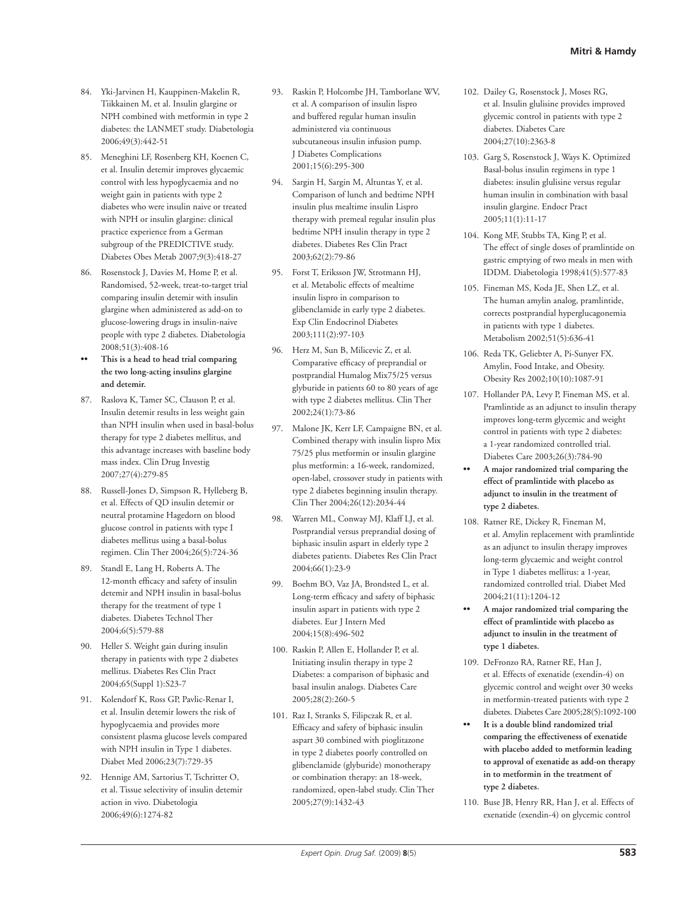84. Yki-Jarvinen H, Kauppinen-Makelin R, Tiikkainen M, et al. Insulin glargine or NPH combined with metformin in type 2 diabetes: the LANMET study. Diabetologia 2006;49(3):442-51

85. Meneghini LF, Rosenberg KH, Koenen C, et al. Insulin detemir improves glycaemic control with less hypoglycaemia and no weight gain in patients with type 2 diabetes who were insulin naive or treated with NPH or insulin glargine: clinical practice experience from a German subgroup of the PREDICTIVE study. Diabetes Obes Metab 2007;9(3):418-27

86. Rosenstock J, Davies M, Home P, et al. Randomised, 52-week, treat-to-target trial comparing insulin detemir with insulin glargine when administered as add-on to glucose-lowering drugs in insulin-naive people with type 2 diabetes. Diabetologia 2008;51(3):408-16

•• **This is a head to head trial comparing the two long-acting insulins glargine and detemir.**

87. Raslova K, Tamer SC, Clauson P, et al. Insulin detemir results in less weight gain than NPH insulin when used in basal-bolus therapy for type 2 diabetes mellitus, and this advantage increases with baseline body mass index. Clin Drug Investig 2007;27(4):279-85

88. Russell-Jones D, Simpson R, Hylleberg B, et al. Effects of QD insulin detemir or neutral protamine Hagedorn on blood glucose control in patients with type I diabetes mellitus using a basal-bolus regimen. Clin Ther 2004;26(5):724-36

89. Standl E, Lang H, Roberts A. The 12-month efficacy and safety of insulin detemir and NPH insulin in basal-bolus therapy for the treatment of type 1 diabetes. Diabetes Technol Ther 2004;6(5):579-88

90. Heller S. Weight gain during insulin therapy in patients with type 2 diabetes mellitus. Diabetes Res Clin Pract 2004;65(Suppl 1):S23-7

91. Kolendorf K, Ross GP, Pavlic-Renar I, et al. Insulin detemir lowers the risk of hypoglycaemia and provides more consistent plasma glucose levels compared with NPH insulin in Type 1 diabetes. Diabet Med 2006;23(7):729-35

92. Hennige AM, Sartorius T, Tschritter O, et al. Tissue selectivity of insulin detemir action in vivo. Diabetologia 2006;49(6):1274-82

93. Raskin P, Holcombe JH, Tamborlane WV, et al. A comparison of insulin lispro and buffered regular human insulin administered via continuous subcutaneous insulin infusion pump. J Diabetes Complications 2001;15(6):295-300

94. Sargin H, Sargin M, Altuntas Y, et al. Comparison of lunch and bedtime NPH insulin plus mealtime insulin Lispro therapy with premeal regular insulin plus bedtime NPH insulin therapy in type 2 diabetes. Diabetes Res Clin Pract 2003;62(2):79-86

95. Forst T, Eriksson JW, Strotmann HJ, et al. Metabolic effects of mealtime insulin lispro in comparison to glibenclamide in early type 2 diabetes. Exp Clin Endocrinol Diabetes 2003;111(2):97-103

96. Herz M, Sun B, Milicevic Z, et al. Comparative efficacy of preprandial or postprandial Humalog Mix75/25 versus glyburide in patients 60 to 80 years of age with type 2 diabetes mellitus. Clin Ther 2002;24(1):73-86

97. Malone JK, Kerr LF, Campaigne BN, et al. Combined therapy with insulin lispro Mix 75/25 plus metformin or insulin glargine plus metformin: a 16-week, randomized, open-label, crossover study in patients with type 2 diabetes beginning insulin therapy. Clin Ther 2004;26(12):2034-44

98. Warren ML, Conway MJ, Klaff LJ, et al. Postprandial versus preprandial dosing of biphasic insulin aspart in elderly type 2 diabetes patients. Diabetes Res Clin Pract 2004;66(1):23-9

99. Boehm BO, Vaz JA, Brondsted L, et al. Long-term efficacy and safety of biphasic insulin aspart in patients with type 2 diabetes. Eur J Intern Med 2004;15(8):496-502

100. Raskin P, Allen E, Hollander P, et al. Initiating insulin therapy in type 2 Diabetes: a comparison of biphasic and basal insulin analogs. Diabetes Care 2005;28(2):260-5

101. Raz I, Stranks S, Filipczak R, et al. Efficacy and safety of biphasic insulin aspart 30 combined with pioglitazone in type 2 diabetes poorly controlled on glibenclamide (glyburide) monotherapy or combination therapy: an 18-week, randomized, open-label study. Clin Ther 2005;27(9):1432-43

102. Dailey G, Rosenstock J, Moses RG, et al. Insulin glulisine provides improved glycemic control in patients with type 2 diabetes. Diabetes Care 2004;27(10):2363-8

103. Garg S, Rosenstock J, Ways K. Optimized Basal-bolus insulin regimens in type 1 diabetes: insulin glulisine versus regular human insulin in combination with basal insulin glargine. Endocr Pract 2005;11(1):11-17

104. Kong MF, Stubbs TA, King P, et al. The effect of single doses of pramlintide on gastric emptying of two meals in men with IDDM. Diabetologia 1998;41(5):577-83

105. Fineman MS, Koda JE, Shen LZ, et al. The human amylin analog, pramlintide, corrects postprandial hyperglucagonemia in patients with type 1 diabetes. Metabolism 2002;51(5):636-41

106. Reda TK, Geliebter A, Pi-Sunyer FX. Amylin, Food Intake, and Obesity. Obesity Res 2002;10(10):1087-91

107. Hollander PA, Levy P, Fineman MS, et al. Pramlintide as an adjunct to insulin therapy improves long-term glycemic and weight control in patients with type 2 diabetes: a 1-year randomized controlled trial. Diabetes Care 2003;26(3):784-90

•• **A major randomized trial comparing the effect of pramlintide with placebo as adjunct to insulin in the treatment of type 2 diabetes.**

108. Ratner RE, Dickey R, Fineman M, et al. Amylin replacement with pramlintide as an adjunct to insulin therapy improves long-term glycaemic and weight control in Type 1 diabetes mellitus: a 1-year, randomized controlled trial. Diabet Med 2004;21(11):1204-12

•• **A major randomized trial comparing the effect of pramlintide with placebo as adjunct to insulin in the treatment of type 1 diabetes.**

109. DeFronzo RA, Ratner RE, Han J, et al. Effects of exenatide (exendin-4) on glycemic control and weight over 30 weeks in metformin-treated patients with type 2 diabetes. Diabetes Care 2005;28(5):1092-100

•• **It is a double blind randomized trial comparing the effectiveness of exenatide with placebo added to metformin leading to approval of exenatide as add-on therapy in to metformin in the treatment of type 2 diabetes.**

110. Buse JB, Henry RR, Han J, et al. Effects of exenatide (exendin-4) on glycemic control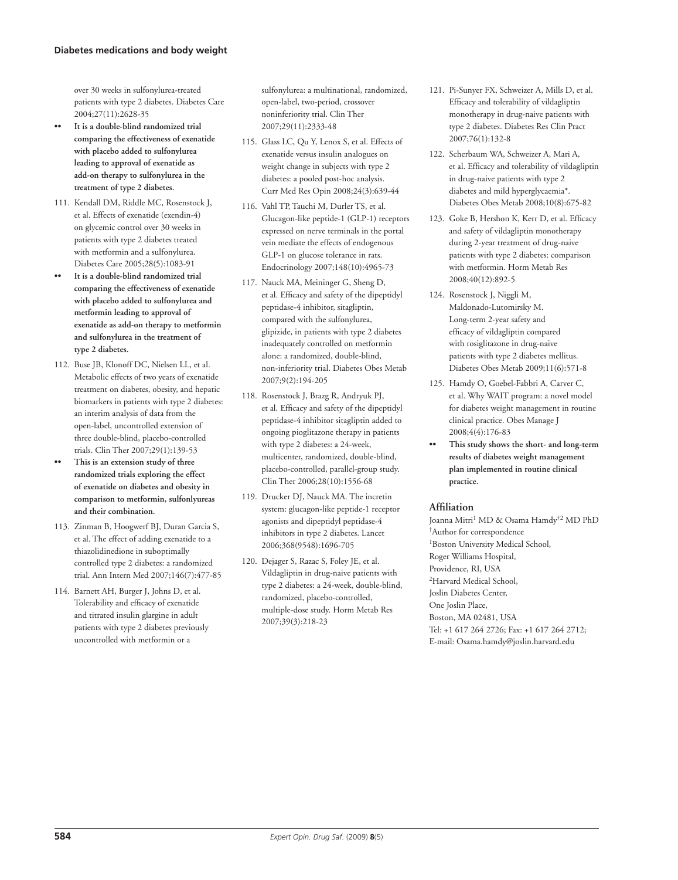over 30 weeks in sulfonylurea-treated patients with type 2 diabetes. Diabetes Care 2004;27(11):2628-35

- •• **It is a double-blind randomized trial comparing the effectiveness of exenatide with placebo added to sulfonylurea leading to approval of exenatide as add-on therapy to sulfonylurea in the treatment of type 2 diabetes.**

111. Kendall DM, Riddle MC, Rosenstock J, et al. Effects of exenatide (exendin-4) on glycemic control over 30 weeks in patients with type 2 diabetes treated with metformin and a sulfonylurea. Diabetes Care 2005;28(5):1083-91

- •• **It is a double-blind randomized trial comparing the effectiveness of exenatide with placebo added to sulfonylurea and metformin leading to approval of exenatide as add-on therapy to metformin and sulfonylurea in the treatment of type 2 diabetes.**

112. Buse JB, Klonoff DC, Nielsen LL, et al. Metabolic effects of two years of exenatide treatment on diabetes, obesity, and hepatic biomarkers in patients with type 2 diabetes: an interim analysis of data from the open-label, uncontrolled extension of three double-blind, placebo-controlled trials. Clin Ther 2007;29(1):139-53

- •• **This is an extension study of three randomized trials exploring the effect of exenatide on diabetes and obesity in comparison to metformin, sulfonlyureas and their combination.**

113. Zinman B, Hoogwerf BJ, Duran Garcia S, et al. The effect of adding exenatide to a thiazolidinedione in suboptimally controlled type 2 diabetes: a randomized trial. Ann Intern Med 2007;146(7):477-85
114. Barnett AH, Burger J, Johns D, et al. Tolerability and efficacy of exenatide and titrated insulin glargine in adult patients with type 2 diabetes previously uncontrolled with metformin or a sulfonylurea: a multinational, randomized, open-label, two-period, crossover noninferiority trial. Clin Ther 2007;29(11):2333-48
115. Glass LC, Qu Y, Lenox S, et al. Effects of exenatide versus insulin analogues on weight change in subjects with type 2 diabetes: a pooled post-hoc analysis. Curr Med Res Opin 2008;24(3):639-44
116. Vahl TP, Tauchi M, Durler TS, et al. Glucagon-like peptide-1 (GLP-1) receptors expressed on nerve terminals in the portal vein mediate the effects of endogenous GLP-1 on glucose tolerance in rats. Endocrinology 2007;148(10):4965-73
117. Nauck MA, Meininger G, Sheng D, et al. Efficacy and safety of the dipeptidyl peptidase-4 inhibitor, sitagliptin, compared with the sulfonylurea, glipizide, in patients with type 2 diabetes inadequately controlled on metformin alone: a randomized, double-blind, non-inferiority trial. Diabetes Obes Metab 2007;9(2):194-205
118. Rosenstock J, Brazg R, Andryuk PJ, et al. Efficacy and safety of the dipeptidyl peptidase-4 inhibitor sitagliptin added to ongoing pioglitazone therapy in patients with type 2 diabetes: a 24-week, multicenter, randomized, double-blind, placebo-controlled, parallel-group study. Clin Ther 2006;28(10):1556-68
119. Drucker DJ, Nauck MA. The incretin system: glucagon-like peptide-1 receptor agonists and dipeptidyl peptidase-4 inhibitors in type 2 diabetes. Lancet 2006;368(9548):1696-705
120. Dejager S, Razac S, Foley JE, et al. Vildagliptin in drug-naive patients with type 2 diabetes: a 24-week, double-blind, randomized, placebo-controlled, multiple-dose study. Horm Metab Res 2007;39(3):218-23
121. Pi-Sunyer FX, Schweizer A, Mills D, et al. Efficacy and tolerability of vildagliptin monotherapy in drug-naive patients with type 2 diabetes. Diabetes Res Clin Pract 2007;76(1):132-8
122. Scherbaum WA, Schweizer A, Mari A, et al. Efficacy and tolerability of vildagliptin in drug-naive patients with type 2 diabetes and mild hyperglycaemia*. Diabetes Obes Metab 2008;10(8):675-82
123. Goke B, Hershon K, Kerr D, et al. Efficacy and safety of vildagliptin monotherapy during 2-year treatment of drug-naive patients with type 2 diabetes: comparison with metformin. Horm Metab Res 2008;40(12):892-5
124. Rosenstock J, Niggli M, Maldonado-Lutomirsky M. Long-term 2-year safety and efficacy of vildagliptin compared with rosiglitazone in drug-naive patients with type 2 diabetes mellitus. Diabetes Obes Metab 2009;11(6):571-8
125. Hamdy O, Goebel-Fabbri A, Carver C, et al. Why WAIT program: a novel model for diabetes weight management in routine clinical practice. Obes Manage J 2008;4(4):176-83

- •• **This study shows the short- and long-term results of diabetes weight management plan implemented in routine clinical practice.**

## Affiliation

Joanna Mitri[1] MD & Osama Hamdy[†2] MD PhD
[†]Author for correspondence
[1]Boston University Medical School,
Roger Williams Hospital,
Providence, RI, USA
[2]Harvard Medical School,
Joslin Diabetes Center,
One Joslin Place,
Boston, MA 02481, USA
Tel: +1 617 264 2726; Fax: +1 617 264 2712;
E-mail: Osama.hamdy@joslin.harvard.edu